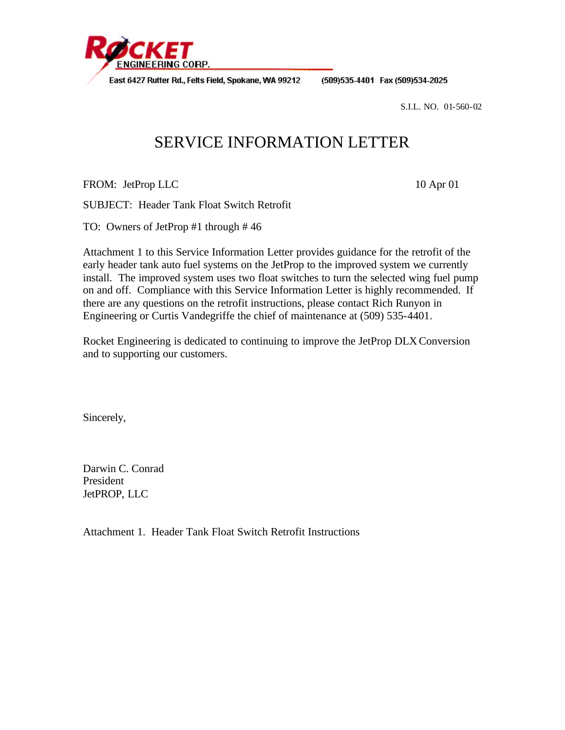**ROCKET ENGINEERING CORP.**

East 6427 Rutter Rd., Felts Field, Spokane, WA 99212 (509)535-4401 Fax (509)534-2025

S.I.L. NO. 01-560-02

# SERVICE INFORMATION LETTER

FROM: JetProp LLC 10 Apr 01

SUBJECT: Header Tank Float Switch Retrofit

TO: Owners of JetProp #1 through # 46

Attachment 1 to this Service Information Letter provides guidance for the retrofit of the early header tank auto fuel systems on the JetProp to the improved system we currently install. The improved system uses two float switches to turn the selected wing fuel pump on and off. Compliance with this Service Information Letter is highly recommended. If there are any questions on the retrofit instructions, please contact Rich Runyon in Engineering or Curtis Vandegriffe the chief of maintenance at (509) 535-4401.

Rocket Engineering is dedicated to continuing to improve the JetProp DLX Conversion and to supporting our customers.

Sincerely,

Darwin C. Conrad
President
JetPROP, LLC

Attachment 1. Header Tank Float Switch Retrofit Instructions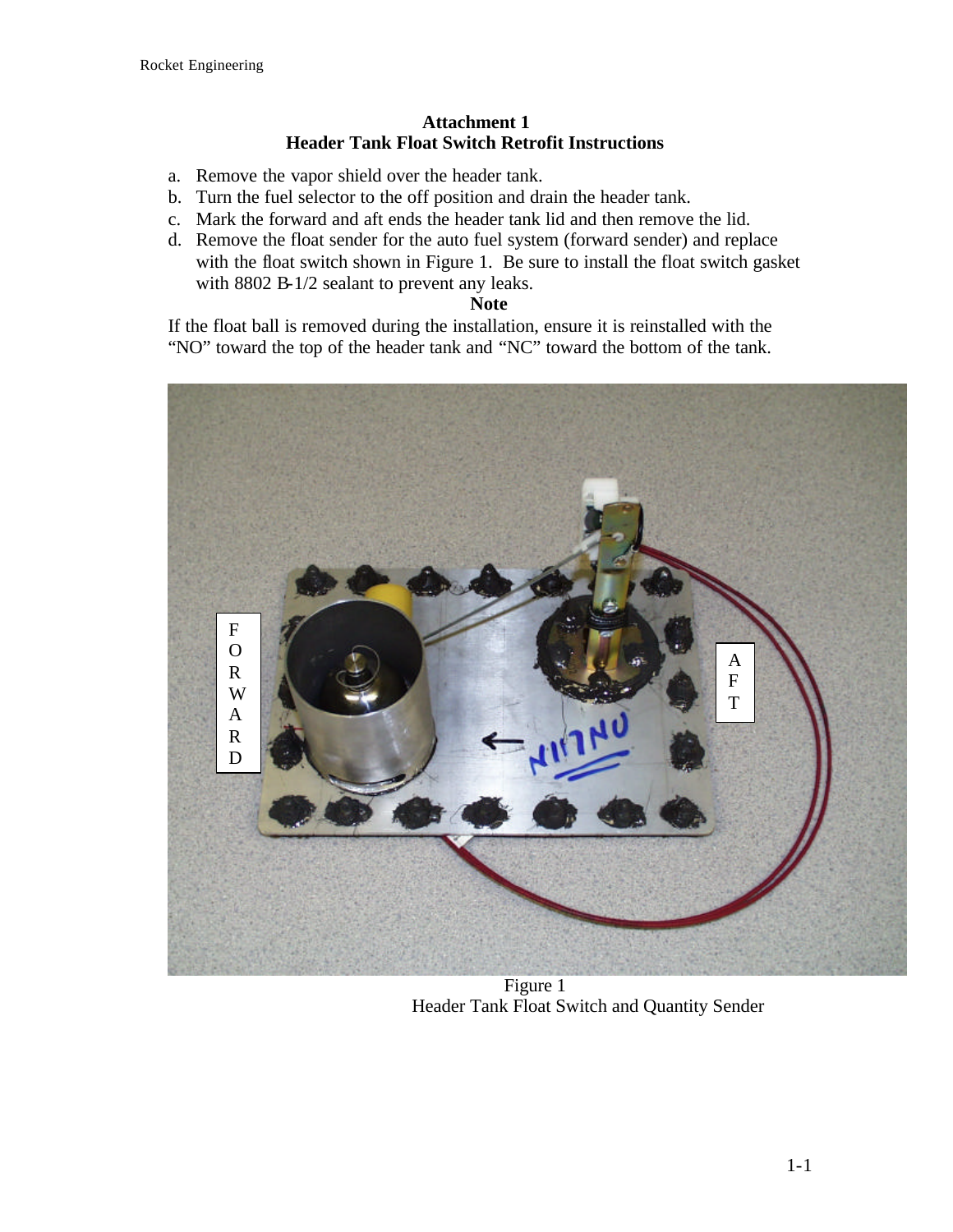## Attachment 1
## Header Tank Float Switch Retrofit Instructions

a. Remove the vapor shield over the header tank.
b. Turn the fuel selector to the off position and drain the header tank.
c. Mark the forward and aft ends the header tank lid and then remove the lid.
d. Remove the float sender for the auto fuel system (forward sender) and replace with the float switch shown in Figure 1. Be sure to install the float switch gasket with 8802 B-1/2 sealant to prevent any leaks.

**Note**

If the float ball is removed during the installation, ensure it is reinstalled with the "NO" toward the top of the header tank and "NC" toward the bottom of the tank.

Figure 1
Header Tank Float Switch and Quantity Sender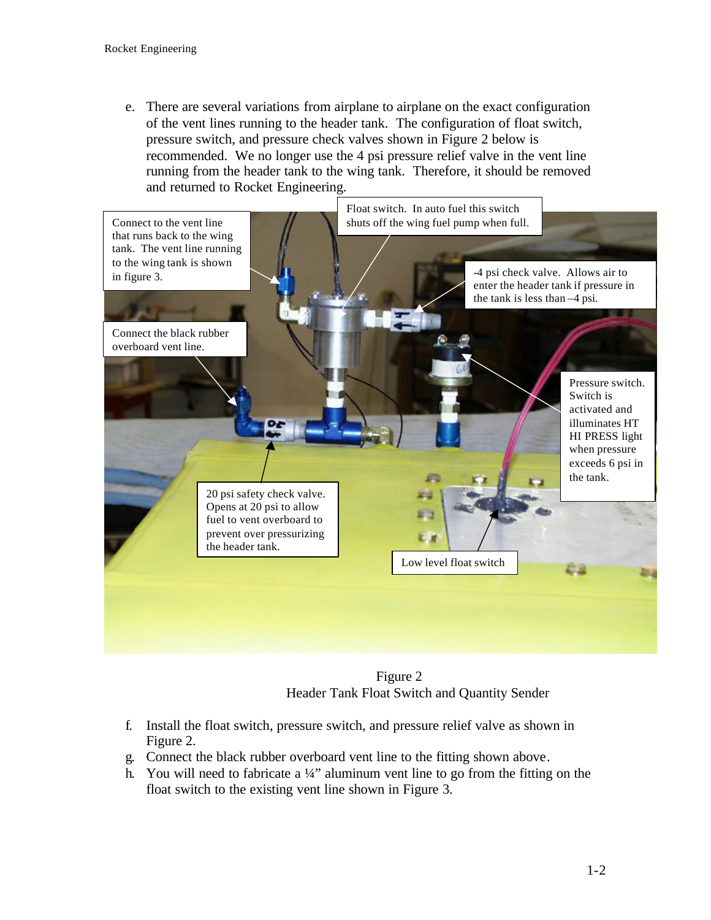e. There are several variations from airplane to airplane on the exact configuration of the vent lines running to the header tank. The configuration of float switch, pressure switch, and pressure check valves shown in Figure 2 below is recommended. We no longer use the 4 psi pressure relief valve in the vent line running from the header tank to the wing tank. Therefore, it should be removed and returned to Rocket Engineering.

Connect to the vent line that runs back to the wing tank. The vent line running to the wing tank is shown in figure 3.

Float switch. In auto fuel this switch shuts off the wing fuel pump when full.

-4 psi check valve. Allows air to enter the header tank if pressure in the tank is less than –4 psi.

Connect the black rubber overboard vent line.

Pressure switch. Switch is activated and illuminates HT HI PRESS light when pressure exceeds 6 psi in the tank.

20 psi safety check valve. Opens at 20 psi to allow fuel to vent overboard to prevent over pressurizing the header tank.

Low level float switch

Figure 2
Header Tank Float Switch and Quantity Sender

f. Install the float switch, pressure switch, and pressure relief valve as shown in Figure 2.
g. Connect the black rubber overboard vent line to the fitting shown above.
h. You will need to fabricate a ¼" aluminum vent line to go from the fitting on the float switch to the existing vent line shown in Figure 3.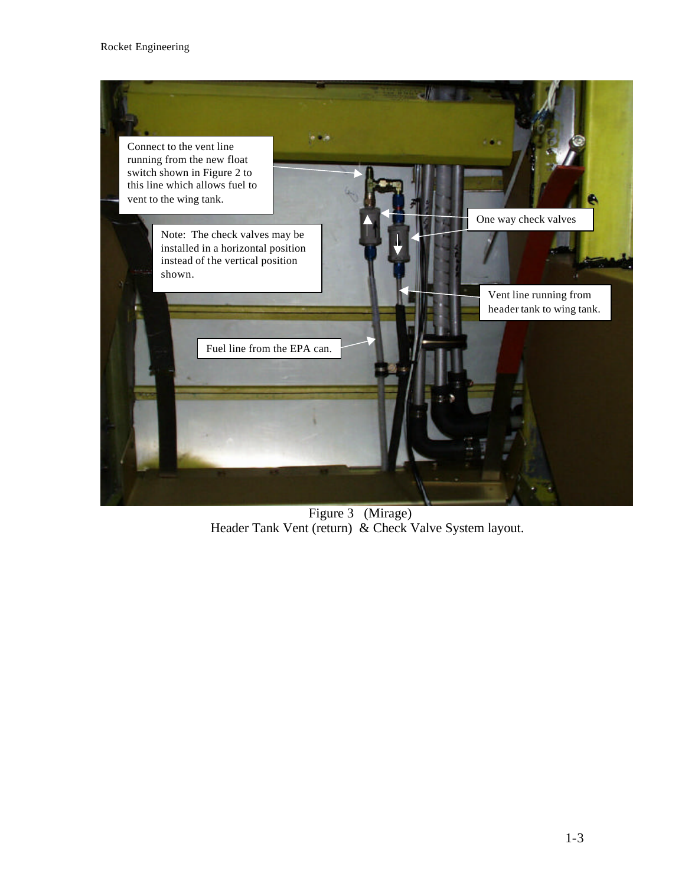Connect to the vent line running from the new float switch shown in Figure 2 to this line which allows fuel to vent to the wing tank.

Note: The check valves may be installed in a horizontal position instead of the vertical position shown.

One way check valves

Vent line running from header tank to wing tank.

Fuel line from the EPA can.

Figure 3 (Mirage)
Header Tank Vent (return) & Check Valve System layout.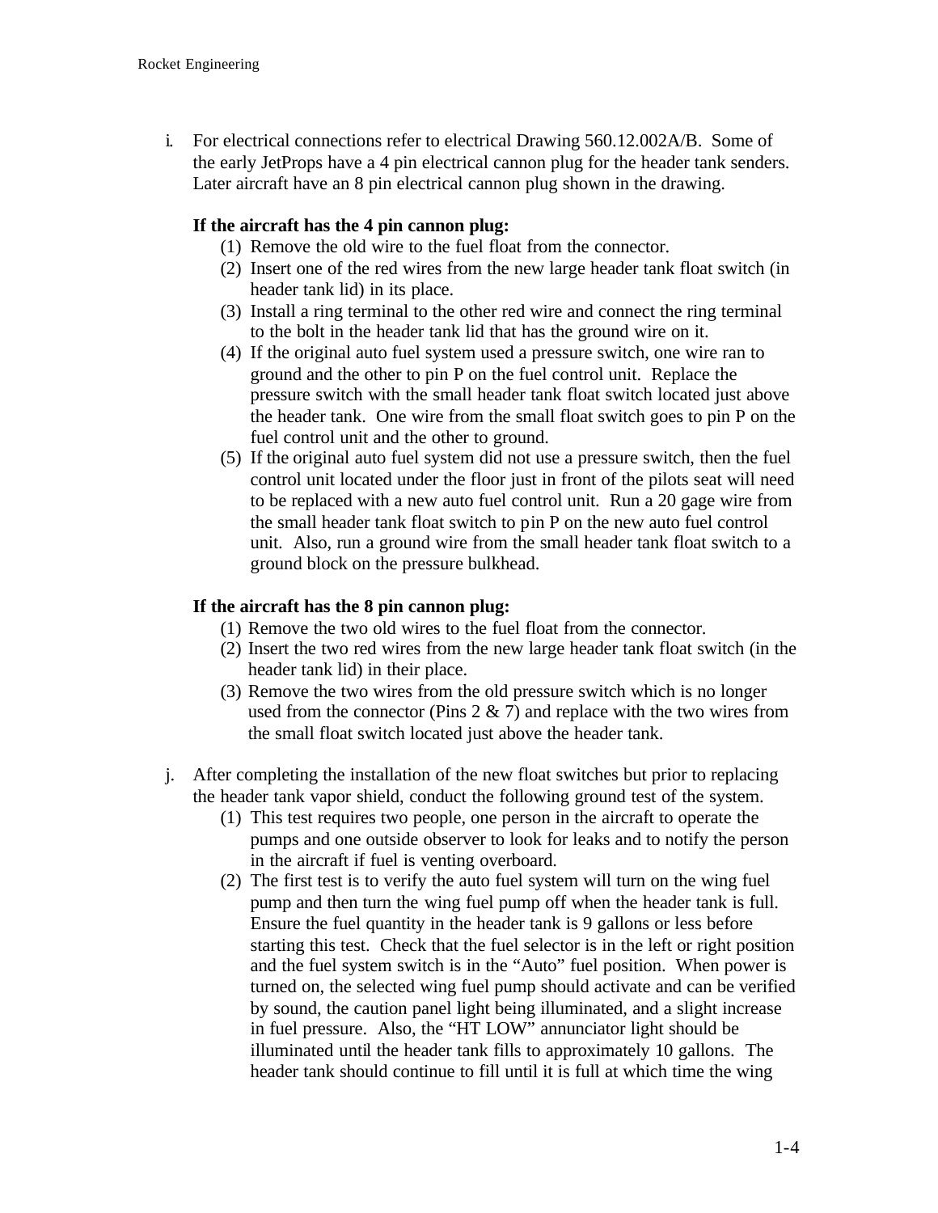i. For electrical connections refer to electrical Drawing 560.12.002A/B. Some of the early JetProps have a 4 pin electrical cannon plug for the header tank senders. Later aircraft have an 8 pin electrical cannon plug shown in the drawing.

   **If the aircraft has the 4 pin cannon plug:**

   (1) Remove the old wire to the fuel float from the connector.
   (2) Insert one of the red wires from the new large header tank float switch (in header tank lid) in its place.
   (3) Install a ring terminal to the other red wire and connect the ring terminal to the bolt in the header tank lid that has the ground wire on it.
   (4) If the original auto fuel system used a pressure switch, one wire ran to ground and the other to pin P on the fuel control unit. Replace the pressure switch with the small header tank float switch located just above the header tank. One wire from the small float switch goes to pin P on the fuel control unit and the other to ground.
   (5) If the original auto fuel system did not use a pressure switch, then the fuel control unit located under the floor just in front of the pilots seat will need to be replaced with a new auto fuel control unit. Run a 20 gage wire from the small header tank float switch to pin P on the new auto fuel control unit. Also, run a ground wire from the small header tank float switch to a ground block on the pressure bulkhead.

   **If the aircraft has the 8 pin cannon plug:**

   (1) Remove the two old wires to the fuel float from the connector.
   (2) Insert the two red wires from the new large header tank float switch (in the header tank lid) in their place.
   (3) Remove the two wires from the old pressure switch which is no longer used from the connector (Pins 2 & 7) and replace with the two wires from the small float switch located just above the header tank.

j. After completing the installation of the new float switches but prior to replacing the header tank vapor shield, conduct the following ground test of the system.

   (1) This test requires two people, one person in the aircraft to operate the pumps and one outside observer to look for leaks and to notify the person in the aircraft if fuel is venting overboard.
   (2) The first test is to verify the auto fuel system will turn on the wing fuel pump and then turn the wing fuel pump off when the header tank is full. Ensure the fuel quantity in the header tank is 9 gallons or less before starting this test. Check that the fuel selector is in the left or right position and the fuel system switch is in the "Auto" fuel position. When power is turned on, the selected wing fuel pump should activate and can be verified by sound, the caution panel light being illuminated, and a slight increase in fuel pressure. Also, the "HT LOW" annunciator light should be illuminated until the header tank fills to approximately 10 gallons. The header tank should continue to fill until it is full at which time the wing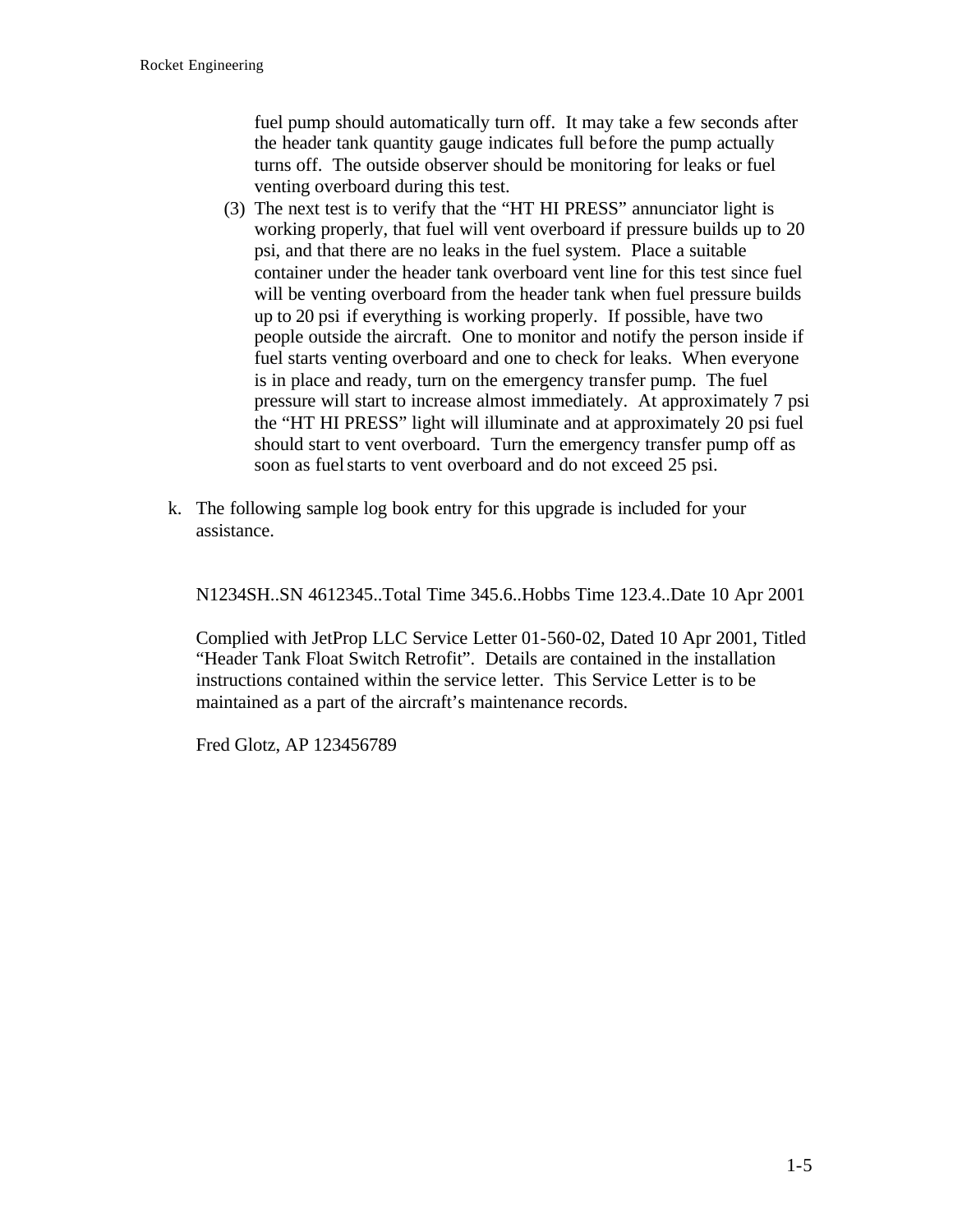fuel pump should automatically turn off. It may take a few seconds after the header tank quantity gauge indicates full before the pump actually turns off. The outside observer should be monitoring for leaks or fuel venting overboard during this test.

(3) The next test is to verify that the "HT HI PRESS" annunciator light is working properly, that fuel will vent overboard if pressure builds up to 20 psi, and that there are no leaks in the fuel system. Place a suitable container under the header tank overboard vent line for this test since fuel will be venting overboard from the header tank when fuel pressure builds up to 20 psi if everything is working properly. If possible, have two people outside the aircraft. One to monitor and notify the person inside if fuel starts venting overboard and one to check for leaks. When everyone is in place and ready, turn on the emergency transfer pump. The fuel pressure will start to increase almost immediately. At approximately 7 psi the "HT HI PRESS" light will illuminate and at approximately 20 psi fuel should start to vent overboard. Turn the emergency transfer pump off as soon as fuel starts to vent overboard and do not exceed 25 psi.

k. The following sample log book entry for this upgrade is included for your assistance.

N1234SH..SN 4612345..Total Time 345.6..Hobbs Time 123.4..Date 10 Apr 2001

Complied with JetProp LLC Service Letter 01-560-02, Dated 10 Apr 2001, Titled "Header Tank Float Switch Retrofit". Details are contained in the installation instructions contained within the service letter. This Service Letter is to be maintained as a part of the aircraft's maintenance records.

Fred Glotz, AP 123456789